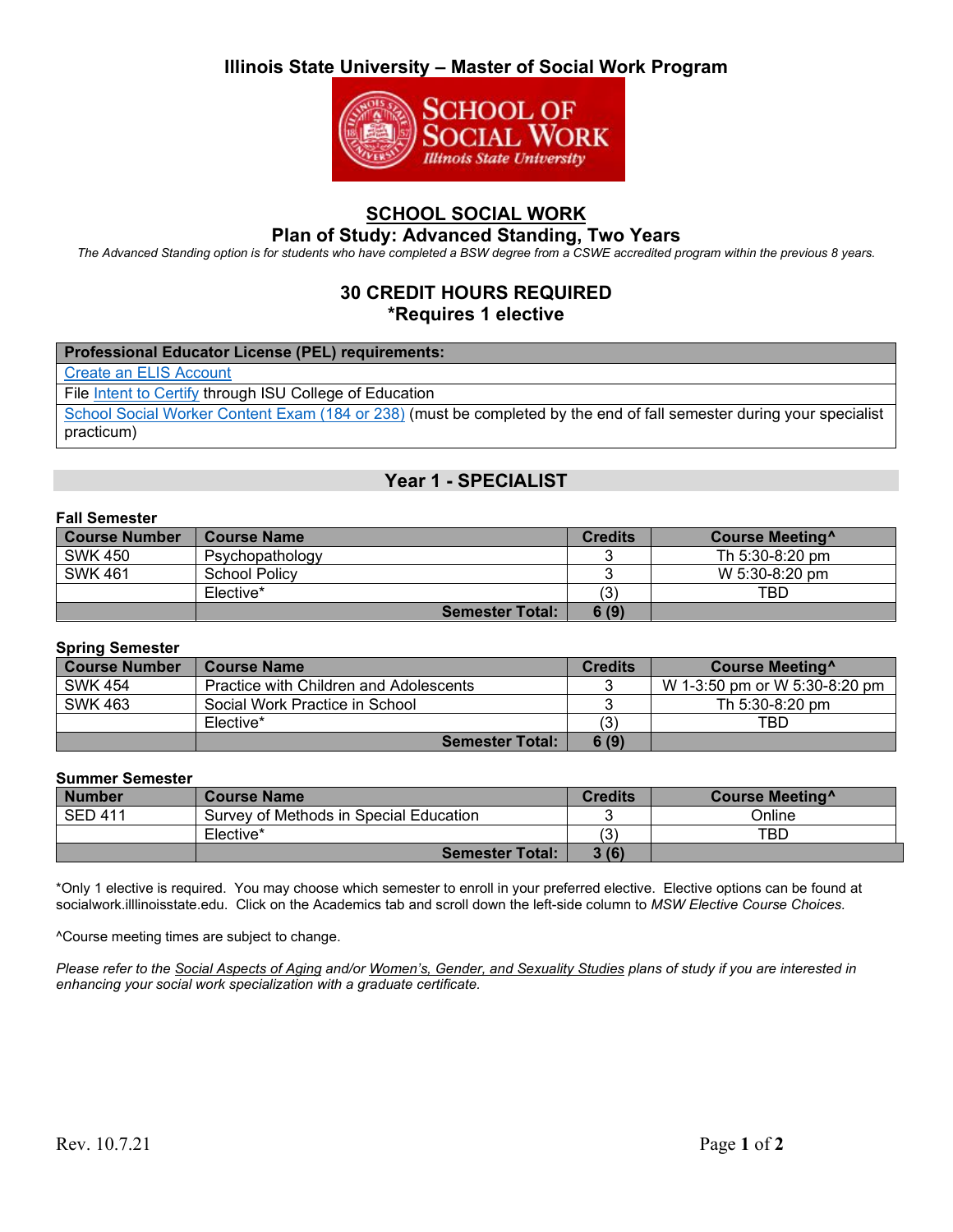# Illinois State University – Master of Social Work Program

SCHOOL OF SOCIAL WORK
*Illinois State University*

## SCHOOL SOCIAL WORK

## Plan of Study: Advanced Standing, Two Years

*The Advanced Standing option is for students who have completed a BSW degree from a CSWE accredited program within the previous 8 years.*

### 30 CREDIT HOURS REQUIRED
### *Requires 1 elective

| Professional Educator License (PEL) requirements: |
|---|
| Create an ELIS Account |
| File Intent to Certify through ISU College of Education |
| School Social Worker Content Exam (184 or 238) (must be completed by the end of fall semester during your specialist practicum) |

## Year 1 - SPECIALIST

**Fall Semester**

| Course Number | Course Name | Credits | Course Meeting^ |
|---|---|---|---|
| SWK 450 | Psychopathology | 3 | Th 5:30-8:20 pm |
| SWK 461 | School Policy | 3 | W 5:30-8:20 pm |
| | Elective* | (3) | TBD |
| | **Semester Total:** | **6 (9)** | |

**Spring Semester**

| Course Number | Course Name | Credits | Course Meeting^ |
|---|---|---|---|
| SWK 454 | Practice with Children and Adolescents | 3 | W 1-3:50 pm or W 5:30-8:20 pm |
| SWK 463 | Social Work Practice in School | 3 | Th 5:30-8:20 pm |
| | Elective* | (3) | TBD |
| | **Semester Total:** | **6 (9)** | |

**Summer Semester**

| Number | Course Name | Credits | Course Meeting^ |
|---|---|---|---|
| SED 411 | Survey of Methods in Special Education | 3 | Online |
| | Elective* | (3) | TBD |
| | **Semester Total:** | **3 (6)** | |

*Only 1 elective is required. You may choose which semester to enroll in your preferred elective. Elective options can be found at socialwork.illlinoisstate.edu. Click on the Academics tab and scroll down the left-side column to *MSW Elective Course Choices.*

^Course meeting times are subject to change.

*Please refer to the Social Aspects of Aging and/or Women's, Gender, and Sexuality Studies plans of study if you are interested in enhancing your social work specialization with a graduate certificate.*

Rev. 10.7.21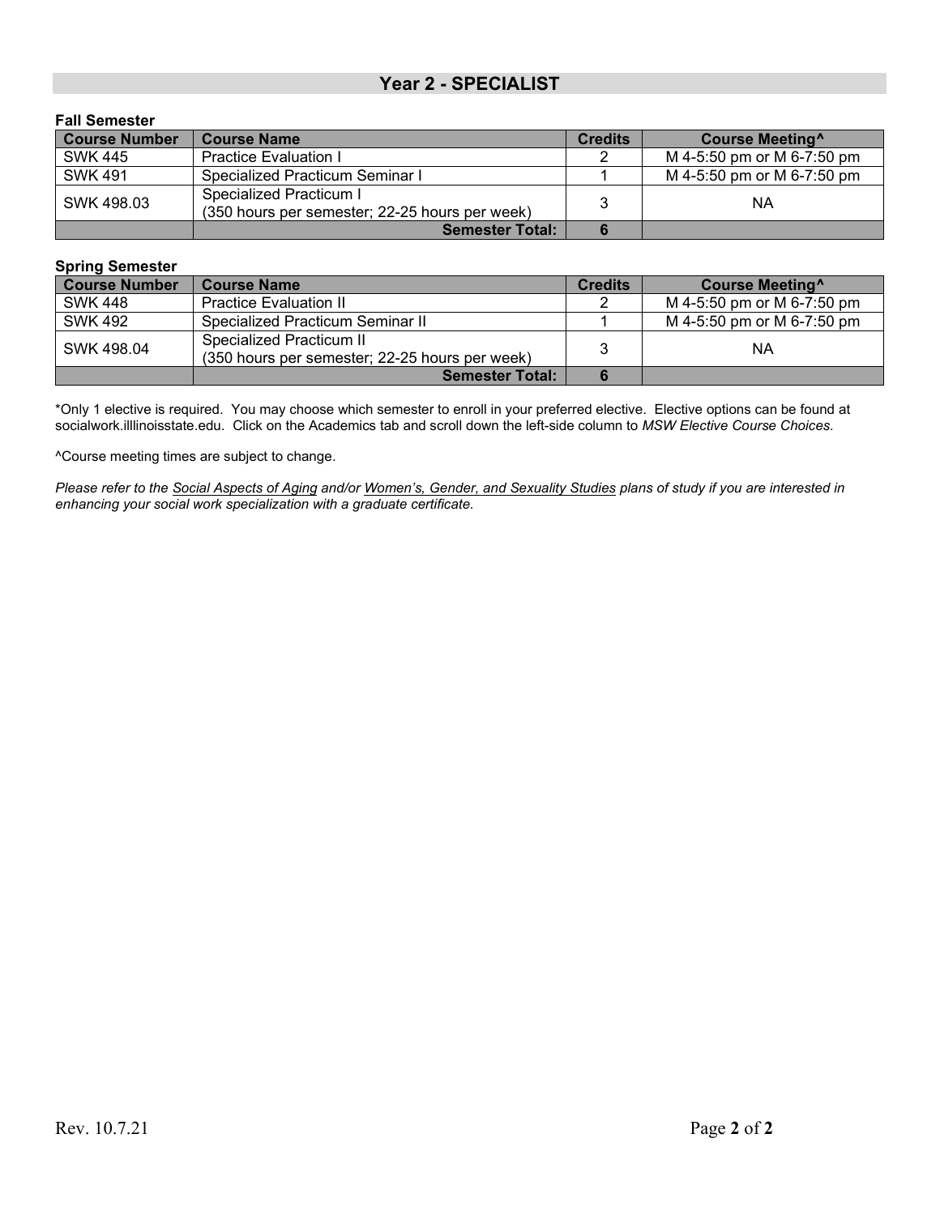## Year 2 - SPECIALIST

**Fall Semester**

| Course Number | Course Name | Credits | Course Meeting^ |
|---|---|---|---|
| SWK 445 | Practice Evaluation I | 2 | M 4-5:50 pm or M 6-7:50 pm |
| SWK 491 | Specialized Practicum Seminar I | 1 | M 4-5:50 pm or M 6-7:50 pm |
| SWK 498.03 | Specialized Practicum I (350 hours per semester; 22-25 hours per week) | 3 | NA |
| | **Semester Total:** | **6** | |

**Spring Semester**

| Course Number | Course Name | Credits | Course Meeting^ |
|---|---|---|---|
| SWK 448 | Practice Evaluation II | 2 | M 4-5:50 pm or M 6-7:50 pm |
| SWK 492 | Specialized Practicum Seminar II | 1 | M 4-5:50 pm or M 6-7:50 pm |
| SWK 498.04 | Specialized Practicum II (350 hours per semester; 22-25 hours per week) | 3 | NA |
| | **Semester Total:** | **6** | |

*Only 1 elective is required. You may choose which semester to enroll in your preferred elective. Elective options can be found at socialwork.illlinoisstate.edu. Click on the Academics tab and scroll down the left-side column to *MSW Elective Course Choices.*

^Course meeting times are subject to change.

*Please refer to the Social Aspects of Aging and/or Women's, Gender, and Sexuality Studies plans of study if you are interested in enhancing your social work specialization with a graduate certificate.*

Rev. 10.7.21